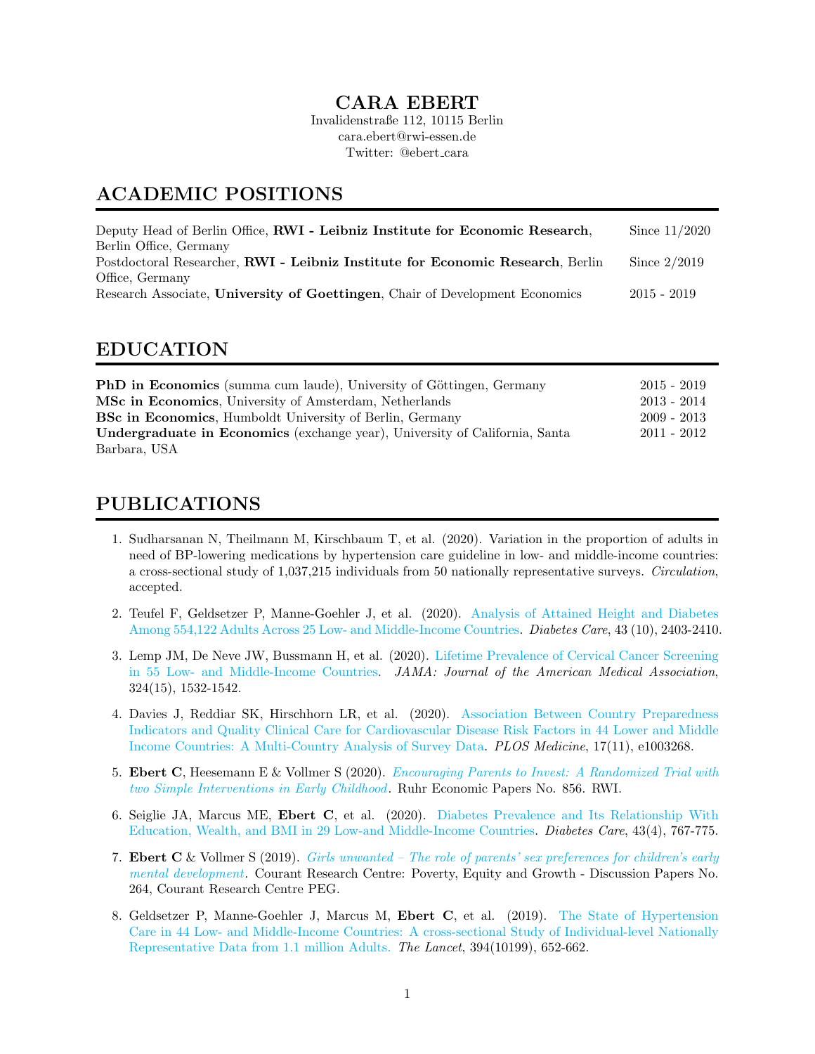# CARA EBERT

Invalidenstraße 112, 10115 Berlin
cara.ebert@rwi-essen.de
Twitter: @ebert_cara

## ACADEMIC POSITIONS

| | |
|---|---|
| Deputy Head of Berlin Office, **RWI - Leibniz Institute for Economic Research**, Berlin Office, Germany | Since 11/2020 |
| Postdoctoral Researcher, **RWI - Leibniz Institute for Economic Research**, Berlin Office, Germany | Since 2/2019 |
| Research Associate, **University of Goettingen**, Chair of Development Economics | 2015 - 2019 |

## EDUCATION

| | |
|---|---|
| **PhD in Economics** (summa cum laude), University of Göttingen, Germany | 2015 - 2019 |
| **MSc in Economics**, University of Amsterdam, Netherlands | 2013 - 2014 |
| **BSc in Economics**, Humboldt University of Berlin, Germany | 2009 - 2013 |
| **Undergraduate in Economics** (exchange year), University of California, Santa Barbara, USA | 2011 - 2012 |

## PUBLICATIONS

1. Sudharsanan N, Theilmann M, Kirschbaum T, et al. (2020). Variation in the proportion of adults in need of BP-lowering medications by hypertension care guideline in low- and middle-income countries: a cross-sectional study of 1,037,215 individuals from 50 nationally representative surveys. *Circulation*, accepted.

2. Teufel F, Geldsetzer P, Manne-Goehler J, et al. (2020). Analysis of Attained Height and Diabetes Among 554,122 Adults Across 25 Low- and Middle-Income Countries. *Diabetes Care*, 43 (10), 2403-2410.

3. Lemp JM, De Neve JW, Bussmann H, et al. (2020). Lifetime Prevalence of Cervical Cancer Screening in 55 Low- and Middle-Income Countries. *JAMA: Journal of the American Medical Association*, 324(15), 1532-1542.

4. Davies J, Reddiar SK, Hirschhorn LR, et al. (2020). Association Between Country Preparedness Indicators and Quality Clinical Care for Cardiovascular Disease Risk Factors in 44 Lower and Middle Income Countries: A Multi-Country Analysis of Survey Data. *PLOS Medicine*, 17(11), e1003268.

5. **Ebert C**, Heesemann E & Vollmer S (2020). *Encouraging Parents to Invest: A Randomized Trial with two Simple Interventions in Early Childhood*. Ruhr Economic Papers No. 856. RWI.

6. Seiglie JA, Marcus ME, **Ebert C**, et al. (2020). Diabetes Prevalence and Its Relationship With Education, Wealth, and BMI in 29 Low-and Middle-Income Countries. *Diabetes Care*, 43(4), 767-775.

7. **Ebert C** & Vollmer S (2019). *Girls unwanted – The role of parents' sex preferences for children's early mental development*. Courant Research Centre: Poverty, Equity and Growth - Discussion Papers No. 264, Courant Research Centre PEG.

8. Geldsetzer P, Manne-Goehler J, Marcus M, **Ebert C**, et al. (2019). The State of Hypertension Care in 44 Low- and Middle-Income Countries: A cross-sectional Study of Individual-level Nationally Representative Data from 1.1 million Adults. *The Lancet*, 394(10199), 652-662.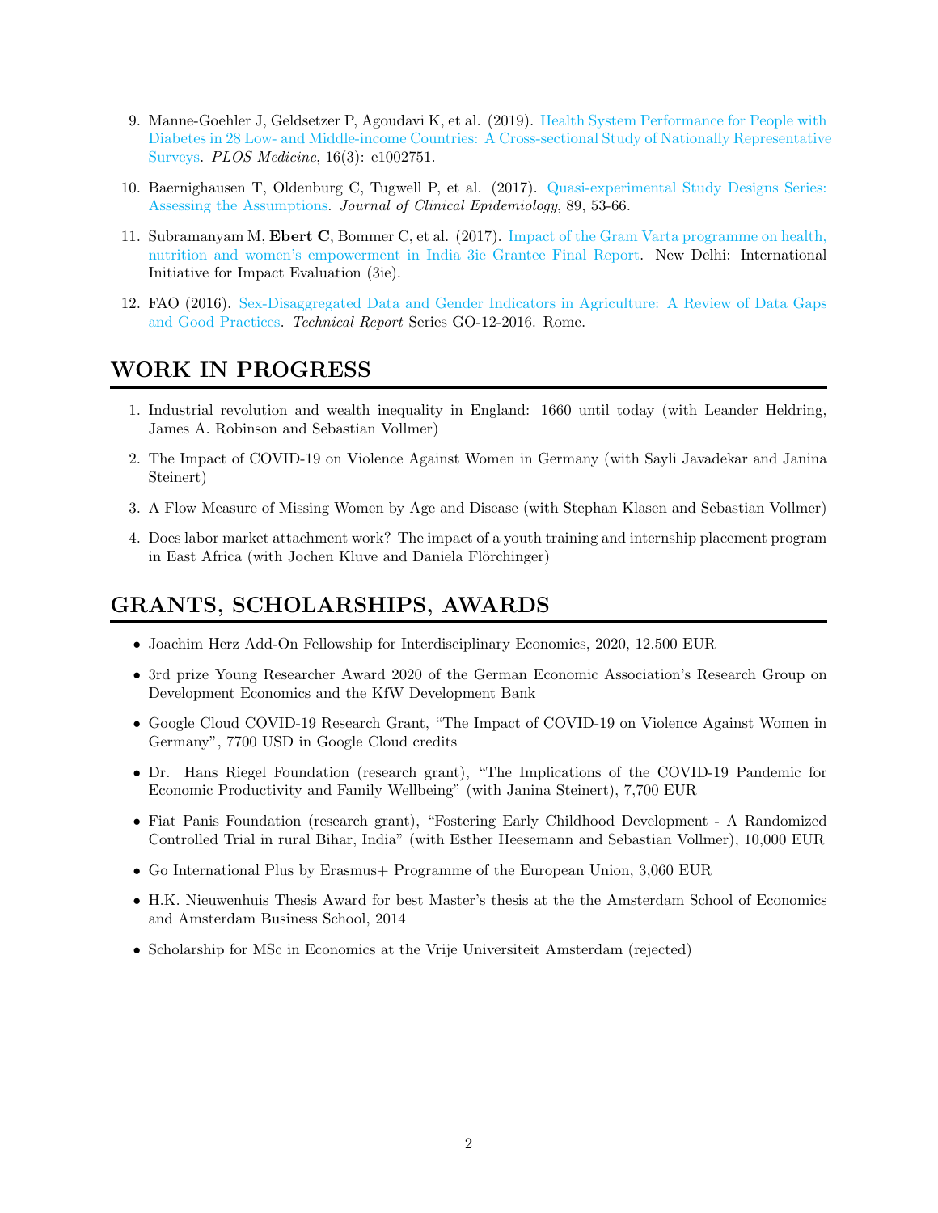9. Manne-Goehler J, Geldsetzer P, Agoudavi K, et al. (2019). Health System Performance for People with Diabetes in 28 Low- and Middle-income Countries: A Cross-sectional Study of Nationally Representative Surveys. *PLOS Medicine*, 16(3): e1002751.

10. Baernighausen T, Oldenburg C, Tugwell P, et al. (2017). Quasi-experimental Study Designs Series: Assessing the Assumptions. *Journal of Clinical Epidemiology*, 89, 53-66.

11. Subramanyam M, **Ebert C**, Bommer C, et al. (2017). Impact of the Gram Varta programme on health, nutrition and women's empowerment in India 3ie Grantee Final Report. New Delhi: International Initiative for Impact Evaluation (3ie).

12. FAO (2016). Sex-Disaggregated Data and Gender Indicators in Agriculture: A Review of Data Gaps and Good Practices. *Technical Report* Series GO-12-2016. Rome.

## WORK IN PROGRESS

1. Industrial revolution and wealth inequality in England: 1660 until today (with Leander Heldring, James A. Robinson and Sebastian Vollmer)
2. The Impact of COVID-19 on Violence Against Women in Germany (with Sayli Javadekar and Janina Steinert)
3. A Flow Measure of Missing Women by Age and Disease (with Stephan Klasen and Sebastian Vollmer)
4. Does labor market attachment work? The impact of a youth training and internship placement program in East Africa (with Jochen Kluve and Daniela Flörchinger)

## GRANTS, SCHOLARSHIPS, AWARDS

- Joachim Herz Add-On Fellowship for Interdisciplinary Economics, 2020, 12.500 EUR
- 3rd prize Young Researcher Award 2020 of the German Economic Association's Research Group on Development Economics and the KfW Development Bank
- Google Cloud COVID-19 Research Grant, "The Impact of COVID-19 on Violence Against Women in Germany", 7700 USD in Google Cloud credits
- Dr. Hans Riegel Foundation (research grant), "The Implications of the COVID-19 Pandemic for Economic Productivity and Family Wellbeing" (with Janina Steinert), 7,700 EUR
- Fiat Panis Foundation (research grant), "Fostering Early Childhood Development - A Randomized Controlled Trial in rural Bihar, India" (with Esther Heesemann and Sebastian Vollmer), 10,000 EUR
- Go International Plus by Erasmus+ Programme of the European Union, 3,060 EUR
- H.K. Nieuwenhuis Thesis Award for best Master's thesis at the the Amsterdam School of Economics and Amsterdam Business School, 2014
- Scholarship for MSc in Economics at the Vrije Universiteit Amsterdam (rejected)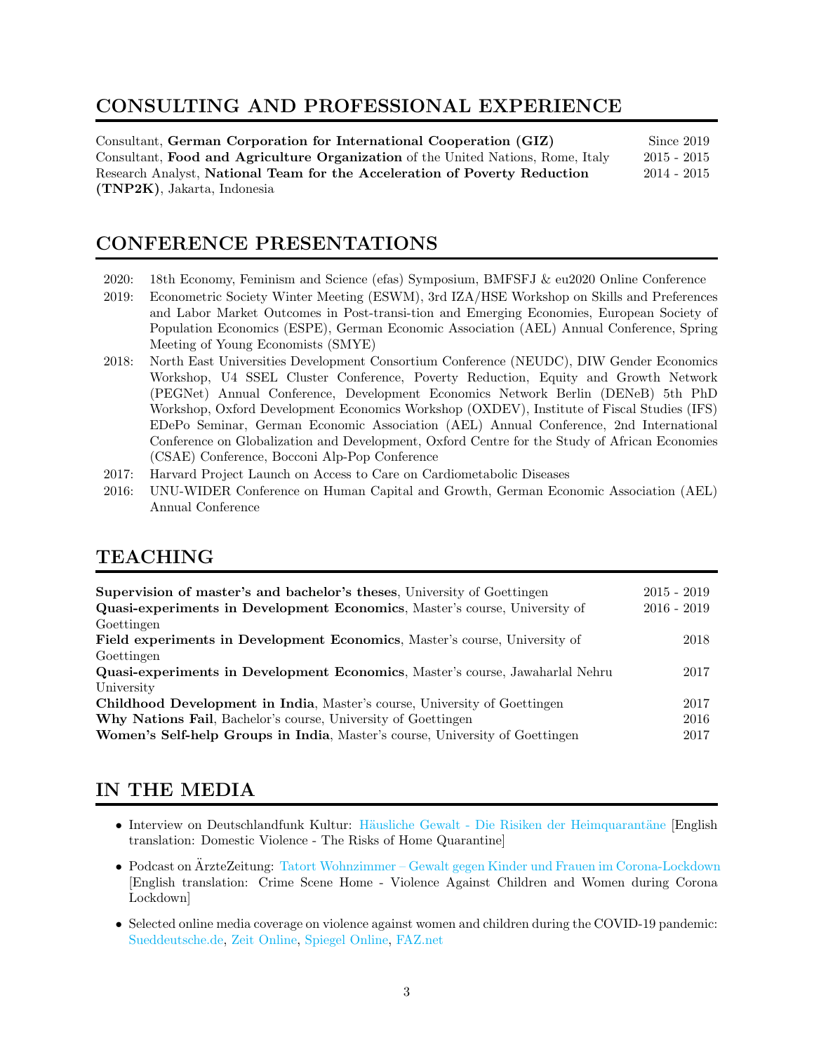## CONSULTING AND PROFESSIONAL EXPERIENCE

| | |
|---|---|
| Consultant, **German Corporation for International Cooperation (GIZ)** | Since 2019 |
| Consultant, **Food and Agriculture Organization** of the United Nations, Rome, Italy | 2015 - 2015 |
| Research Analyst, **National Team for the Acceleration of Poverty Reduction (TNP2K)**, Jakarta, Indonesia | 2014 - 2015 |

## CONFERENCE PRESENTATIONS

- 2020: 18th Economy, Feminism and Science (efas) Symposium, BMFSFJ & eu2020 Online Conference
- 2019: Econometric Society Winter Meeting (ESWM), 3rd IZA/HSE Workshop on Skills and Preferences and Labor Market Outcomes in Post-transi-tion and Emerging Economies, European Society of Population Economics (ESPE), German Economic Association (AEL) Annual Conference, Spring Meeting of Young Economists (SMYE)
- 2018: North East Universities Development Consortium Conference (NEUDC), DIW Gender Economics Workshop, U4 SSEL Cluster Conference, Poverty Reduction, Equity and Growth Network (PEGNet) Annual Conference, Development Economics Network Berlin (DENeB) 5th PhD Workshop, Oxford Development Economics Workshop (OXDEV), Institute of Fiscal Studies (IFS) EDePo Seminar, German Economic Association (AEL) Annual Conference, 2nd International Conference on Globalization and Development, Oxford Centre for the Study of African Economies (CSAE) Conference, Bocconi Alp-Pop Conference
- 2017: Harvard Project Launch on Access to Care on Cardiometabolic Diseases
- 2016: UNU-WIDER Conference on Human Capital and Growth, German Economic Association (AEL) Annual Conference

## TEACHING

| | |
|---|---|
| **Supervision of master's and bachelor's theses**, University of Goettingen | 2015 - 2019 |
| **Quasi-experiments in Development Economics**, Master's course, University of Goettingen | 2016 - 2019 |
| **Field experiments in Development Economics**, Master's course, University of Goettingen | 2018 |
| **Quasi-experiments in Development Economics**, Master's course, Jawaharlal Nehru University | 2017 |
| **Childhood Development in India**, Master's course, University of Goettingen | 2017 |
| **Why Nations Fail**, Bachelor's course, University of Goettingen | 2016 |
| **Women's Self-help Groups in India**, Master's course, University of Goettingen | 2017 |

## IN THE MEDIA

- Interview on Deutschlandfunk Kultur: Häusliche Gewalt - Die Risiken der Heimquarantäne [English translation: Domestic Violence - The Risks of Home Quarantine]
- Podcast on ÄrzteZeitung: Tatort Wohnzimmer – Gewalt gegen Kinder und Frauen im Corona-Lockdown [English translation: Crime Scene Home - Violence Against Children and Women during Corona Lockdown]
- Selected online media coverage on violence against women and children during the COVID-19 pandemic: Sueddeutsche.de, Zeit Online, Spiegel Online, FAZ.net